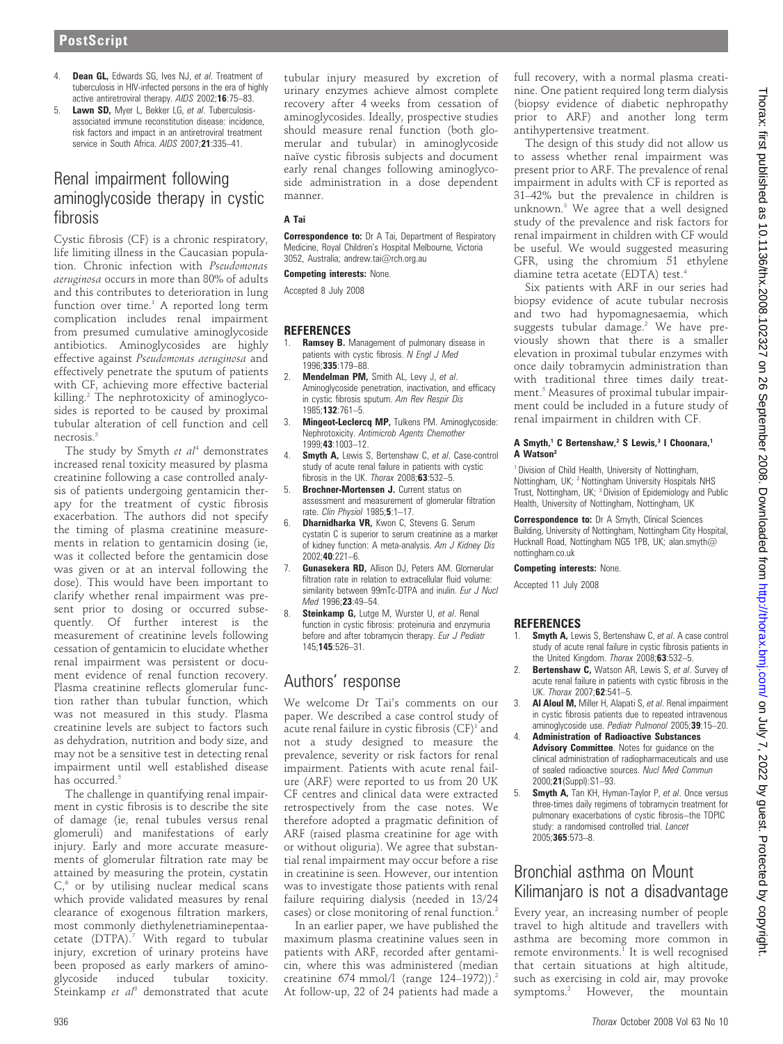4. **Dean GL,** Edwards SG, Ives NJ, *et al.* Treatment of tuberculosis in HIV-infected persons in the era of highly active antiretroviral therapy. *AIDS* 2002;**16**:75–83.
5. **Lawn SD,** Myer L, Bekker LG, *et al.* Tuberculosis-associated immune reconstitution disease: incidence, risk factors and impact in an antiretroviral treatment service in South Africa. *AIDS* 2007;**21**:335–41.

## Renal impairment following aminoglycoside therapy in cystic fibrosis

Cystic fibrosis (CF) is a chronic respiratory, life limiting illness in the Caucasian population. Chronic infection with *Pseudomonas aeruginosa* occurs in more than 80% of adults and this contributes to deterioration in lung function over time.[1] A reported long term complication includes renal impairment from presumed cumulative aminoglycoside antibiotics. Aminoglycosides are highly effective against *Pseudomonas aeruginosa* and effectively penetrate the sputum of patients with CF, achieving more effective bacterial killing.[2] The nephrotoxicity of aminoglycosides is reported to be caused by proximal tubular alteration of cell function and cell necrosis.[3]

The study by Smyth *et al*[4] demonstrates increased renal toxicity measured by plasma creatinine following a case controlled analysis of patients undergoing gentamicin therapy for the treatment of cystic fibrosis exacerbation. The authors did not specify the timing of plasma creatinine measurements in relation to gentamicin dosing (ie, was it collected before the gentamicin dose was given or at an interval following the dose). This would have been important to clarify whether renal impairment was present prior to dosing or occurred subsequently. Of further interest is the measurement of creatinine levels following cessation of gentamicin to elucidate whether renal impairment was persistent or document evidence of renal function recovery. Plasma creatinine reflects glomerular function rather than tubular function, which was not measured in this study. Plasma creatinine levels are subject to factors such as dehydration, nutrition and body size, and may not be a sensitive test in detecting renal impairment until well established disease has occurred.[5]

The challenge in quantifying renal impairment in cystic fibrosis is to describe the site of damage (ie, renal tubules versus renal glomeruli) and manifestations of early injury. Early and more accurate measurements of glomerular filtration rate may be attained by measuring the protein, cystatin C,[6] or by utilising nuclear medical scans which provide validated measures by renal clearance of exogenous filtration markers, most commonly diethylenetriaminepentaacetate (DTPA).[7] With regard to tubular injury, excretion of urinary proteins have been proposed as early markers of aminoglycoside induced tubular toxicity. Steinkamp *et al*[8] demonstrated that acute tubular injury measured by excretion of urinary enzymes achieve almost complete recovery after 4 weeks from cessation of aminoglycosides. Ideally, prospective studies should measure renal function (both glomerular and tubular) in aminoglycoside naïve cystic fibrosis subjects and document early renal changes following aminoglycoside administration in a dose dependent manner.

**A Tai**

**Correspondence to:** Dr A Tai, Department of Respiratory Medicine, Royal Children's Hospital Melbourne, Victoria 3052, Australia; andrew.tai@rch.org.au

**Competing interests:** None.

Accepted 8 July 2008

### REFERENCES

1. **Ramsey B.** Management of pulmonary disease in patients with cystic fibrosis. *N Engl J Med* 1996;**335**:179–88.
2. **Mendelman PM,** Smith AL, Levy J, *et al.* Aminoglycoside penetration, inactivation, and efficacy in cystic fibrosis sputum. *Am Rev Respir Dis* 1985;**132**:761–5.
3. **Mingeot-Leclercq MP,** Tulkens PM. Aminoglycoside: Nephrotoxicity. *Antimicrob Agents Chemother* 1999;**43**:1003–12.
4. **Smyth A,** Lewis S, Bertenshaw C, *et al.* Case-control study of acute renal failure in patients with cystic fibrosis in the UK. *Thorax* 2008;**63**:532–5.
5. **Brochner-Mortensen J.** Current status on assessment and measurement of glomerular filtration rate. *Clin Physiol* 1985;**5**:1–17.
6. **Dharnidharka VR,** Kwon C, Stevens G. Serum cystatin C is superior to serum creatinine as a marker of kidney function: A meta-analysis. *Am J Kidney Dis* 2002;**40**:221–6.
7. **Gunasekera RD,** Allison DJ, Peters AM. Glomerular filtration rate in relation to extracellular fluid volume: similarity between 99mTc-DTPA and inulin. *Eur J Nucl Med* 1996;**23**:49–54.
8. **Steinkamp G,** Lutge M, Wurster U, *et al.* Renal function in cystic fibrosis: proteinuria and enzymuria before and after tobramycin therapy. *Eur J Pediatr* 145;**145**:526–31.

## Authors' response

We welcome Dr Tai's comments on our paper. We described a case control study of acute renal failure in cystic fibrosis (CF)[1] and not a study designed to measure the prevalence, severity or risk factors for renal impairment. Patients with acute renal failure (ARF) were reported to us from 20 UK CF centres and clinical data were extracted retrospectively from the case notes. We therefore adopted a pragmatic definition of ARF (raised plasma creatinine for age with or without oliguria). We agree that substantial renal impairment may occur before a rise in creatinine is seen. However, our intention was to investigate those patients with renal failure requiring dialysis (needed in 13/24 cases) or close monitoring of renal function.[2]

In an earlier paper, we have published the maximum plasma creatinine values seen in patients with ARF, recorded after gentamicin, where this was administered (median creatinine 674 mmol/l (range 124–1972)).[2] At follow-up, 22 of 24 patients had made a full recovery, with a normal plasma creatinine. One patient required long term dialysis (biopsy evidence of diabetic nephropathy prior to ARF) and another long term antihypertensive treatment.

The design of this study did not allow us to assess whether renal impairment was present prior to ARF. The prevalence of renal impairment in adults with CF is reported as 31–42% but the prevalence in children is unknown.[3] We agree that a well designed study of the prevalence and risk factors for renal impairment in children with CF would be useful. We would suggested measuring GFR, using the chromium 51 ethylene diamine tetra acetate (EDTA) test.[4]

Six patients with ARF in our series had biopsy evidence of acute tubular necrosis and two had hypomagnesaemia, which suggests tubular damage.[2] We have previously shown that there is a smaller elevation in proximal tubular enzymes with once daily tobramycin administration than with traditional three times daily treatment.[5] Measures of proximal tubular impairment could be included in a future study of renal impairment in children with CF.

**A Smyth,[1] C Bertenshaw,[2] S Lewis,[3] I Choonara,[1] A Watson[2]**

[1] Division of Child Health, University of Nottingham, Nottingham, UK; [2] Nottingham University Hospitals NHS Trust, Nottingham, UK; [3] Division of Epidemiology and Public Health, University of Nottingham, Nottingham, UK

**Correspondence to:** Dr A Smyth, Clinical Sciences Building, University of Nottingham, Nottingham City Hospital, Hucknall Road, Nottingham NG5 1PB, UK; alan.smyth@nottingham.co.uk

**Competing interests:** None.

Accepted 11 July 2008

### REFERENCES

1. **Smyth A,** Lewis S, Bertenshaw C, *et al.* A case control study of acute renal failure in cystic fibrosis patients in the United Kingdom. *Thorax* 2008;**63**:532–5.
2. **Bertenshaw C,** Watson AR, Lewis S, *et al.* Survey of acute renal failure in patients with cystic fibrosis in the UK. *Thorax* 2007;**62**:541–5.
3. **Al Aloul M,** Miller H, Alapati S, *et al.* Renal impairment in cystic fibrosis patients due to repeated intravenous aminoglycoside use. *Pediatr Pulmonol* 2005;**39**:15–20.
4. **Administration of Radioactive Substances Advisory Committee**. Notes for guidance on the clinical administration of radiopharmaceuticals and use of sealed radioactive sources. *Nucl Med Commun* 2000;**21**(Suppl):S1–93.
5. **Smyth A,** Tan KH, Hyman-Taylor P, *et al.* Once versus three-times daily regimens of tobramycin treatment for pulmonary exacerbations of cystic fibrosis--the TOPIC study: a randomised controlled trial. *Lancet* 2005;**365**:573–8.

## Bronchial asthma on Mount Kilimanjaro is not a disadvantage

Every year, an increasing number of people travel to high altitude and travellers with asthma are becoming more common in remote environments.[1] It is well recognised that certain situations at high altitude, such as exercising in cold air, may provoke symptoms.[2] However, the mountain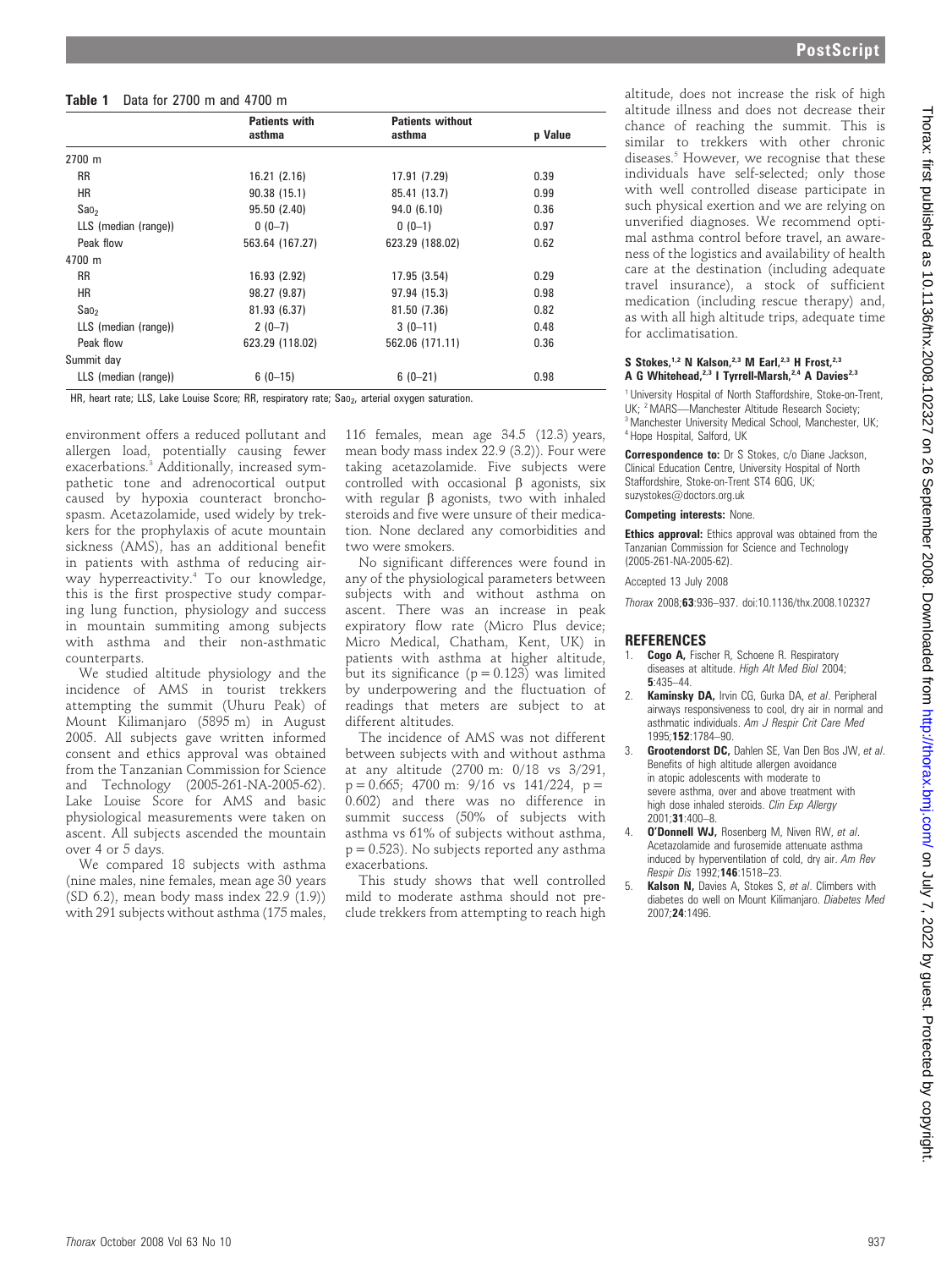**Table 1** Data for 2700 m and 4700 m

| | Patients with asthma | Patients without asthma | p Value |
|---|---|---|---|
| 2700 m | | | |
| RR | 16.21 (2.16) | 17.91 (7.29) | 0.39 |
| HR | 90.38 (15.1) | 85.41 (13.7) | 0.99 |
| $Sa_{O_2}$ | 95.50 (2.40) | 94.0 (6.10) | 0.36 |
| LLS (median (range)) | 0 (0–7) | 0 (0–1) | 0.97 |
| Peak flow | 563.64 (167.27) | 623.29 (188.02) | 0.62 |
| 4700 m | | | |
| RR | 16.93 (2.92) | 17.95 (3.54) | 0.29 |
| HR | 98.27 (9.87) | 97.94 (15.3) | 0.98 |
| $Sa_{O_2}$ | 81.93 (6.37) | 81.50 (7.36) | 0.82 |
| LLS (median (range)) | 2 (0–7) | 3 (0–11) | 0.48 |
| Peak flow | 623.29 (118.02) | 562.06 (171.11) | 0.36 |
| Summit day | | | |
| LLS (median (range)) | 6 (0–15) | 6 (0–21) | 0.98 |

HR, heart rate; LLS, Lake Louise Score; RR, respiratory rate; $Sa_{O_2}$, arterial oxygen saturation.

environment offers a reduced pollutant and allergen load, potentially causing fewer exacerbations.[3] Additionally, increased sympathetic tone and adrenocortical output caused by hypoxia counteract bronchospasm. Acetazolamide, used widely by trekkers for the prophylaxis of acute mountain sickness (AMS), has an additional benefit in patients with asthma of reducing airway hyperreactivity.[4] To our knowledge, this is the first prospective study comparing lung function, physiology and success in mountain summiting among subjects with asthma and their non-asthmatic counterparts.

We studied altitude physiology and the incidence of AMS in tourist trekkers attempting the summit (Uhuru Peak) of Mount Kilimanjaro (5895 m) in August 2005. All subjects gave written informed consent and ethics approval was obtained from the Tanzanian Commission for Science and Technology (2005-261-NA-2005-62). Lake Louise Score for AMS and basic physiological measurements were taken on ascent. All subjects ascended the mountain over 4 or 5 days.

We compared 18 subjects with asthma (nine males, nine females, mean age 30 years (SD 6.2), mean body mass index 22.9 (1.9)) with 291 subjects without asthma (175 males, 116 females, mean age 34.5 (12.3) years, mean body mass index 22.9 (3.2)). Four were taking acetazolamide. Five subjects were controlled with occasional β agonists, six with regular β agonists, two with inhaled steroids and five were unsure of their medication. None declared any comorbidities and two were smokers.

No significant differences were found in any of the physiological parameters between subjects with and without asthma on ascent. There was an increase in peak expiratory flow rate (Micro Plus device; Micro Medical, Chatham, Kent, UK) in patients with asthma at higher altitude, but its significance ($p = 0.123$) was limited by underpowering and the fluctuation of readings that meters are subject to at different altitudes.

The incidence of AMS was not different between subjects with and without asthma at any altitude (2700 m: 0/18 vs 3/291, $p = 0.665$; 4700 m: 9/16 vs 141/224, $p = 0.602$) and there was no difference in summit success (50% of subjects with asthma vs 61% of subjects without asthma, $p = 0.523$). No subjects reported any asthma exacerbations.

This study shows that well controlled mild to moderate asthma should not preclude trekkers from attempting to reach high altitude, does not increase the risk of high altitude illness and does not decrease their chance of reaching the summit. This is similar to trekkers with other chronic diseases.[5] However, we recognise that these individuals have self-selected; only those with well controlled disease participate in such physical exertion and we are relying on unverified diagnoses. We recommend optimal asthma control before travel, an awareness of the logistics and availability of health care at the destination (including adequate travel insurance), a stock of sufficient medication (including rescue therapy) and, as with all high altitude trips, adequate time for acclimatisation.

**S Stokes,[1,2] N Kalson,[2,3] M Earl,[2,3] H Frost,[2,3] A G Whitehead,[2,3] I Tyrrell-Marsh,[2,4] A Davies[2,3]**

[1] University Hospital of North Staffordshire, Stoke-on-Trent, UK; [2] MARS—Manchester Altitude Research Society; [3] Manchester University Medical School, Manchester, UK; [4] Hope Hospital, Salford, UK

**Correspondence to:** Dr S Stokes, c/o Diane Jackson, Clinical Education Centre, University Hospital of North Staffordshire, Stoke-on-Trent ST4 6QG, UK; suzystokes@doctors.org.uk

**Competing interests:** None.

**Ethics approval:** Ethics approval was obtained from the Tanzanian Commission for Science and Technology (2005-261-NA-2005-62).

Accepted 13 July 2008

*Thorax* 2008;**63**:936–937. doi:10.1136/thx.2008.102327

## REFERENCES

1. **Cogo A,** Fischer R, Schoene R. Respiratory diseases at altitude. *High Alt Med Biol* 2004; **5**:435–44.
2. **Kaminsky DA,** Irvin CG, Gurka DA, *et al*. Peripheral airways responsiveness to cool, dry air in normal and asthmatic individuals. *Am J Respir Crit Care Med* 1995;**152**:1784–90.
3. **Grootendorst DC,** Dahlen SE, Van Den Bos JW, *et al*. Benefits of high altitude allergen avoidance in atopic adolescents with moderate to severe asthma, over and above treatment with high dose inhaled steroids. *Clin Exp Allergy* 2001;**31**:400–8.
4. **O'Donnell WJ,** Rosenberg M, Niven RW, *et al*. Acetazolamide and furosemide attenuate asthma induced by hyperventilation of cold, dry air. *Am Rev Respir Dis* 1992;**146**:1518–23.
5. **Kalson N,** Davies A, Stokes S, *et al*. Climbers with diabetes do well on Mount Kilimanjaro. *Diabetes Med* 2007;**24**:1496.